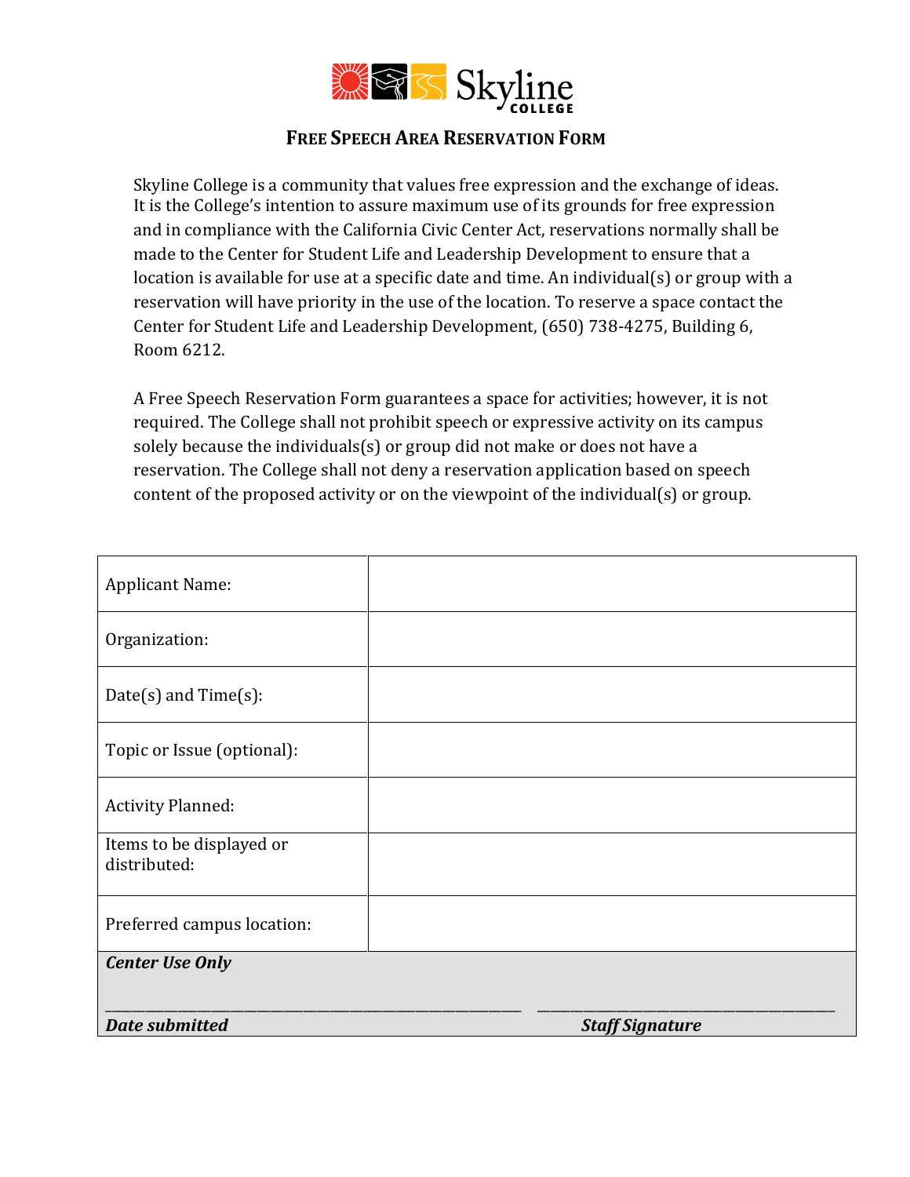Skyline College

# FREE SPEECH AREA RESERVATION FORM

Skyline College is a community that values free expression and the exchange of ideas. It is the College's intention to assure maximum use of its grounds for free expression and in compliance with the California Civic Center Act, reservations normally shall be made to the Center for Student Life and Leadership Development to ensure that a location is available for use at a specific date and time. An individual(s) or group with a reservation will have priority in the use of the location. To reserve a space contact the Center for Student Life and Leadership Development, (650) 738-4275, Building 6, Room 6212.

A Free Speech Reservation Form guarantees a space for activities; however, it is not required. The College shall not prohibit speech or expressive activity on its campus solely because the individuals(s) or group did not make or does not have a reservation. The College shall not deny a reservation application based on speech content of the proposed activity or on the viewpoint of the individual(s) or group.

| | |
|---|---|
| Applicant Name: | |
| Organization: | |
| Date(s) and Time(s): | |
| Topic or Issue (optional): | |
| Activity Planned: | |
| Items to be displayed or distributed: | |
| Preferred campus location: | |

***Center Use Only***

_______________________________ _______________________________

***Date submitted*** ***Staff Signature***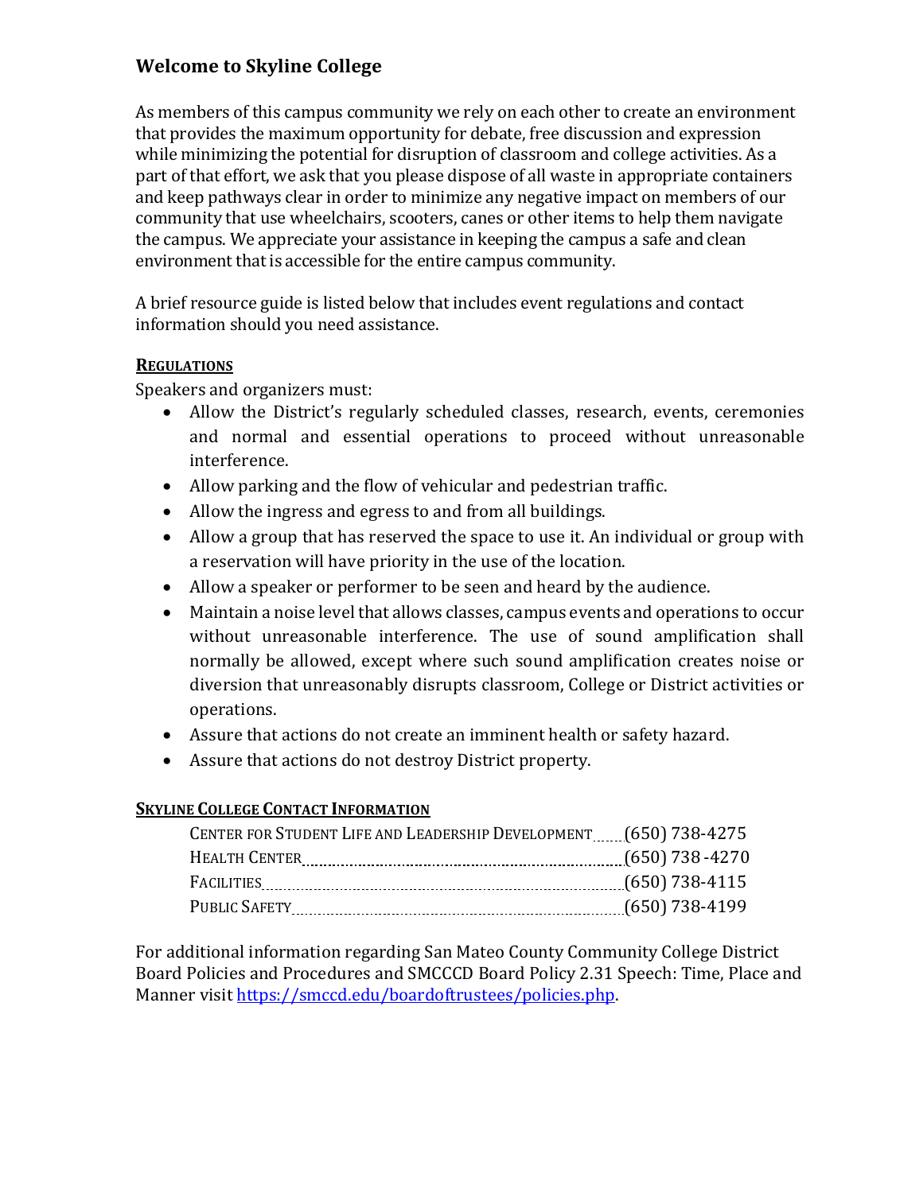## Welcome to Skyline College

As members of this campus community we rely on each other to create an environment that provides the maximum opportunity for debate, free discussion and expression while minimizing the potential for disruption of classroom and college activities. As a part of that effort, we ask that you please dispose of all waste in appropriate containers and keep pathways clear in order to minimize any negative impact on members of our community that use wheelchairs, scooters, canes or other items to help them navigate the campus. We appreciate your assistance in keeping the campus a safe and clean environment that is accessible for the entire campus community.

A brief resource guide is listed below that includes event regulations and contact information should you need assistance.

**REGULATIONS**

Speakers and organizers must:

- Allow the District's regularly scheduled classes, research, events, ceremonies and normal and essential operations to proceed without unreasonable interference.
- Allow parking and the flow of vehicular and pedestrian traffic.
- Allow the ingress and egress to and from all buildings.
- Allow a group that has reserved the space to use it. An individual or group with a reservation will have priority in the use of the location.
- Allow a speaker or performer to be seen and heard by the audience.
- Maintain a noise level that allows classes, campus events and operations to occur without unreasonable interference. The use of sound amplification shall normally be allowed, except where such sound amplification creates noise or diversion that unreasonably disrupts classroom, College or District activities or operations.
- Assure that actions do not create an imminent health or safety hazard.
- Assure that actions do not destroy District property.

**SKYLINE COLLEGE CONTACT INFORMATION**

| | |
|---|---|
| Center for Student Life and Leadership Development | (650) 738-4275 |
| Health Center | (650) 738-4270 |
| Facilities | (650) 738-4115 |
| Public Safety | (650) 738-4199 |

For additional information regarding San Mateo County Community College District Board Policies and Procedures and SMCCCD Board Policy 2.31 Speech: Time, Place and Manner visit https://smccd.edu/boardoftrustees/policies.php.